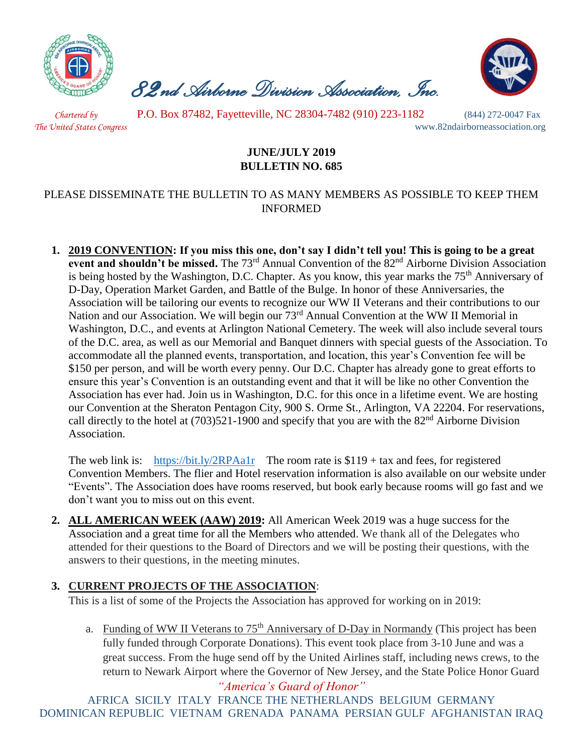# 82nd Airborne Division Association, Inc.

*Chartered by The United States Congress*

P.O. Box 87482, Fayetteville, NC 28304-7482 (910) 223-1182 (844) 272-0047 Fax

www.82ndairborneassociation.org

**JUNE/JULY 2019**
**BULLETIN NO. 685**

PLEASE DISSEMINATE THE BULLETIN TO AS MANY MEMBERS AS POSSIBLE TO KEEP THEM INFORMED

1. **<u>2019 CONVENTION</u>: If you miss this one, don't say I didn't tell you! This is going to be a great event and shouldn't be missed.** The 73rd Annual Convention of the 82nd Airborne Division Association is being hosted by the Washington, D.C. Chapter. As you know, this year marks the 75th Anniversary of D-Day, Operation Market Garden, and Battle of the Bulge. In honor of these Anniversaries, the Association will be tailoring our events to recognize our WW II Veterans and their contributions to our Nation and our Association. We will begin our 73rd Annual Convention at the WW II Memorial in Washington, D.C., and events at Arlington National Cemetery. The week will also include several tours of the D.C. area, as well as our Memorial and Banquet dinners with special guests of the Association. To accommodate all the planned events, transportation, and location, this year's Convention fee will be $150 per person, and will be worth every penny. Our D.C. Chapter has already gone to great efforts to ensure this year's Convention is an outstanding event and that it will be like no other Convention the Association has ever had. Join us in Washington, D.C. for this once in a lifetime event. We are hosting our Convention at the Sheraton Pentagon City, 900 S. Orme St., Arlington, VA 22204. For reservations, call directly to the hotel at (703)521-1900 and specify that you are with the 82nd Airborne Division Association.

   The web link is: https://bit.ly/2RPAa1r The room rate is $119 + tax and fees, for registered Convention Members. The flier and Hotel reservation information is also available on our website under "Events". The Association does have rooms reserved, but book early because rooms will go fast and we don't want you to miss out on this event.

2. **<u>ALL AMERICAN WEEK (AAW) 2019</u>:** All American Week 2019 was a huge success for the Association and a great time for all the Members who attended. We thank all of the Delegates who attended for their questions to the Board of Directors and we will be posting their questions, with the answers to their questions, in the meeting minutes.

3. **<u>CURRENT PROJECTS OF THE ASSOCIATION</u>**:
   This is a list of some of the Projects the Association has approved for working on in 2019:

   a. <u>Funding of WW II Veterans to 75th Anniversary of D-Day in Normandy</u> (This project has been fully funded through Corporate Donations). This event took place from 3-10 June and was a great success. From the huge send off by the United Airlines staff, including news crews, to the return to Newark Airport where the Governor of New Jersey, and the State Police Honor Guard

*"America's Guard of Honor"*

AFRICA SICILY ITALY FRANCE THE NETHERLANDS BELGIUM GERMANY DOMINICAN REPUBLIC VIETNAM GRENADA PANAMA PERSIAN GULF AFGHANISTAN IRAQ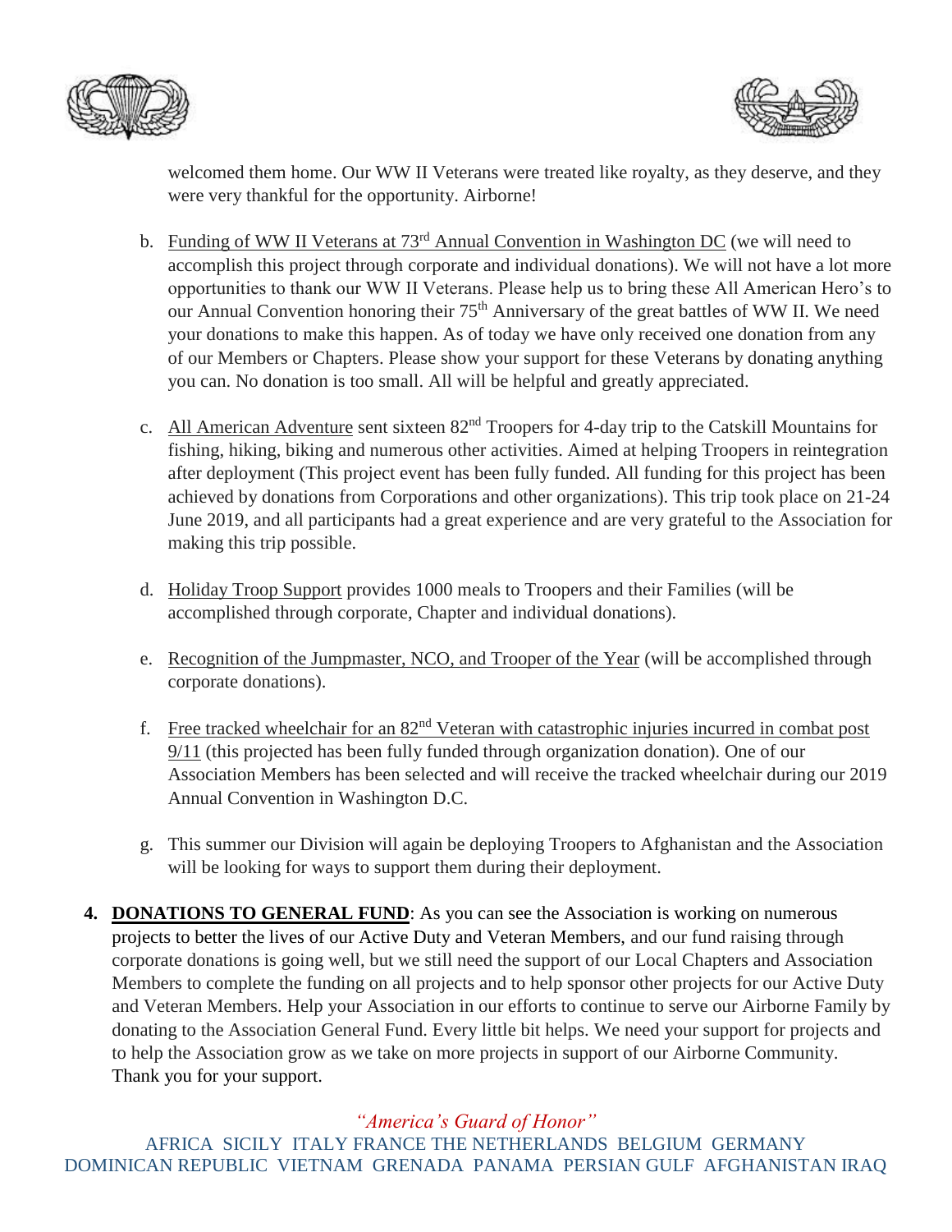welcomed them home. Our WW II Veterans were treated like royalty, as they deserve, and they were very thankful for the opportunity. Airborne!

b. Funding of WW II Veterans at 73rd Annual Convention in Washington DC (we will need to accomplish this project through corporate and individual donations). We will not have a lot more opportunities to thank our WW II Veterans. Please help us to bring these All American Hero's to our Annual Convention honoring their 75th Anniversary of the great battles of WW II. We need your donations to make this happen. As of today we have only received one donation from any of our Members or Chapters. Please show your support for these Veterans by donating anything you can. No donation is too small. All will be helpful and greatly appreciated.

c. All American Adventure sent sixteen 82nd Troopers for 4-day trip to the Catskill Mountains for fishing, hiking, biking and numerous other activities. Aimed at helping Troopers in reintegration after deployment (This project event has been fully funded. All funding for this project has been achieved by donations from Corporations and other organizations). This trip took place on 21-24 June 2019, and all participants had a great experience and are very grateful to the Association for making this trip possible.

d. Holiday Troop Support provides 1000 meals to Troopers and their Families (will be accomplished through corporate, Chapter and individual donations).

e. Recognition of the Jumpmaster, NCO, and Trooper of the Year (will be accomplished through corporate donations).

f. Free tracked wheelchair for an 82nd Veteran with catastrophic injuries incurred in combat post 9/11 (this projected has been fully funded through organization donation). One of our Association Members has been selected and will receive the tracked wheelchair during our 2019 Annual Convention in Washington D.C.

g. This summer our Division will again be deploying Troopers to Afghanistan and the Association will be looking for ways to support them during their deployment.

4. **DONATIONS TO GENERAL FUND**: As you can see the Association is working on numerous projects to better the lives of our Active Duty and Veteran Members, and our fund raising through corporate donations is going well, but we still need the support of our Local Chapters and Association Members to complete the funding on all projects and to help sponsor other projects for our Active Duty and Veteran Members. Help your Association in our efforts to continue to serve our Airborne Family by donating to the Association General Fund. Every little bit helps. We need your support for projects and to help the Association grow as we take on more projects in support of our Airborne Community. Thank you for your support.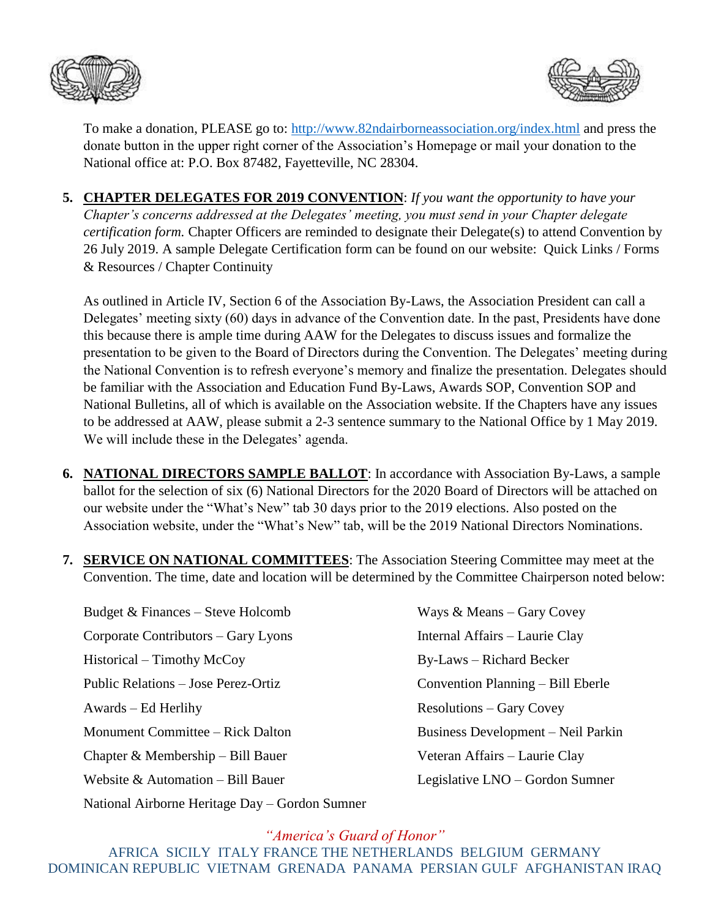To make a donation, PLEASE go to: http://www.82ndairborneassociation.org/index.html and press the donate button in the upper right corner of the Association's Homepage or mail your donation to the National office at: P.O. Box 87482, Fayetteville, NC 28304.

5. **CHAPTER DELEGATES FOR 2019 CONVENTION**: *If you want the opportunity to have your Chapter's concerns addressed at the Delegates' meeting, you must send in your Chapter delegate certification form.* Chapter Officers are reminded to designate their Delegate(s) to attend Convention by 26 July 2019. A sample Delegate Certification form can be found on our website: Quick Links / Forms & Resources / Chapter Continuity

   As outlined in Article IV, Section 6 of the Association By-Laws, the Association President can call a Delegates' meeting sixty (60) days in advance of the Convention date. In the past, Presidents have done this because there is ample time during AAW for the Delegates to discuss issues and formalize the presentation to be given to the Board of Directors during the Convention. The Delegates' meeting during the National Convention is to refresh everyone's memory and finalize the presentation. Delegates should be familiar with the Association and Education Fund By-Laws, Awards SOP, Convention SOP and National Bulletins, all of which is available on the Association website. If the Chapters have any issues to be addressed at AAW, please submit a 2-3 sentence summary to the National Office by 1 May 2019. We will include these in the Delegates' agenda.

6. **NATIONAL DIRECTORS SAMPLE BALLOT**: In accordance with Association By-Laws, a sample ballot for the selection of six (6) National Directors for the 2020 Board of Directors will be attached on our website under the "What's New" tab 30 days prior to the 2019 elections. Also posted on the Association website, under the "What's New" tab, will be the 2019 National Directors Nominations.

7. **SERVICE ON NATIONAL COMMITTEES**: The Association Steering Committee may meet at the Convention. The time, date and location will be determined by the Committee Chairperson noted below:

   - Budget & Finances – Steve Holcomb
   - Corporate Contributors – Gary Lyons
   - Historical – Timothy McCoy
   - Public Relations – Jose Perez-Ortiz
   - Awards – Ed Herlihy
   - Monument Committee – Rick Dalton
   - Chapter & Membership – Bill Bauer
   - Website & Automation – Bill Bauer
   - National Airborne Heritage Day – Gordon Sumner
   - Ways & Means – Gary Covey
   - Internal Affairs – Laurie Clay
   - By-Laws – Richard Becker
   - Convention Planning – Bill Eberle
   - Resolutions – Gary Covey
   - Business Development – Neil Parkin
   - Veteran Affairs – Laurie Clay
   - Legislative LNO – Gordon Sumner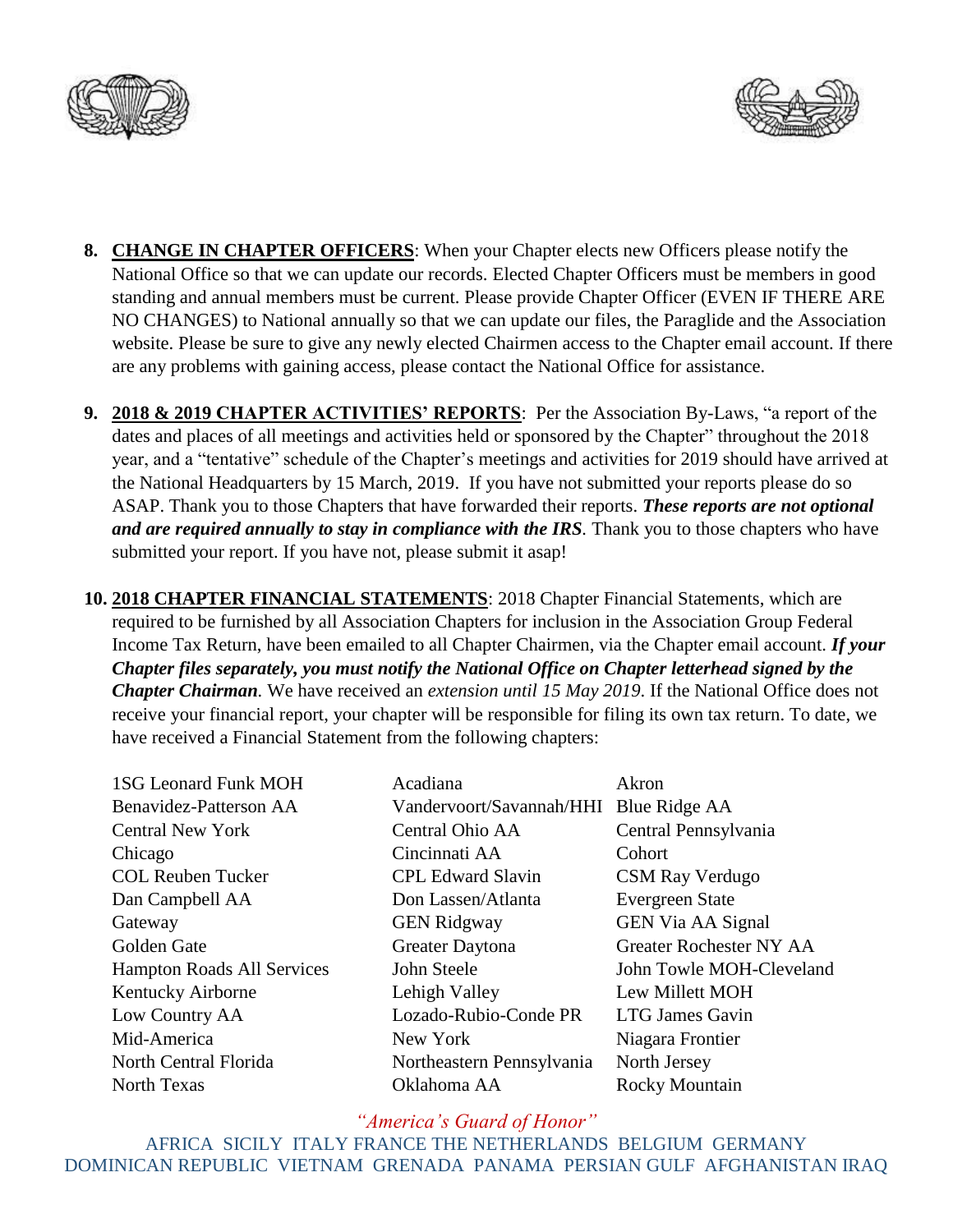8. **<u>CHANGE IN CHAPTER OFFICERS</u>**: When your Chapter elects new Officers please notify the National Office so that we can update our records. Elected Chapter Officers must be members in good standing and annual members must be current. Please provide Chapter Officer (EVEN IF THERE ARE NO CHANGES) to National annually so that we can update our files, the Paraglide and the Association website. Please be sure to give any newly elected Chairmen access to the Chapter email account. If there are any problems with gaining access, please contact the National Office for assistance.

9. **<u>2018 & 2019 CHAPTER ACTIVITIES' REPORTS</u>**: Per the Association By-Laws, "a report of the dates and places of all meetings and activities held or sponsored by the Chapter" throughout the 2018 year, and a "tentative" schedule of the Chapter's meetings and activities for 2019 should have arrived at the National Headquarters by 15 March, 2019. If you have not submitted your reports please do so ASAP. Thank you to those Chapters that have forwarded their reports. ***These reports are not optional and are required annually to stay in compliance with the IRS***. Thank you to those chapters who have submitted your report. If you have not, please submit it asap!

10. **<u>2018 CHAPTER FINANCIAL STATEMENTS</u>**: 2018 Chapter Financial Statements, which are required to be furnished by all Association Chapters for inclusion in the Association Group Federal Income Tax Return, have been emailed to all Chapter Chairmen, via the Chapter email account. ***If your Chapter files separately, you must notify the National Office on Chapter letterhead signed by the Chapter Chairman***. We have received an *extension until 15 May 2019*. If the National Office does not receive your financial report, your chapter will be responsible for filing its own tax return. To date, we have received a Financial Statement from the following chapters:

| | | |
|---|---|---|
| 1SG Leonard Funk MOH | Acadiana | Akron |
| Benavidez-Patterson AA | Vandervoort/Savannah/HHI | Blue Ridge AA |
| Central New York | Central Ohio AA | Central Pennsylvania |
| Chicago | Cincinnati AA | Cohort |
| COL Reuben Tucker | CPL Edward Slavin | CSM Ray Verdugo |
| Dan Campbell AA | Don Lassen/Atlanta | Evergreen State |
| Gateway | GEN Ridgway | GEN Via AA Signal |
| Golden Gate | Greater Daytona | Greater Rochester NY AA |
| Hampton Roads All Services | John Steele | John Towle MOH-Cleveland |
| Kentucky Airborne | Lehigh Valley | Lew Millett MOH |
| Low Country AA | Lozado-Rubio-Conde PR | LTG James Gavin |
| Mid-America | New York | Niagara Frontier |
| North Central Florida | Northeastern Pennsylvania | North Jersey |
| North Texas | Oklahoma AA | Rocky Mountain |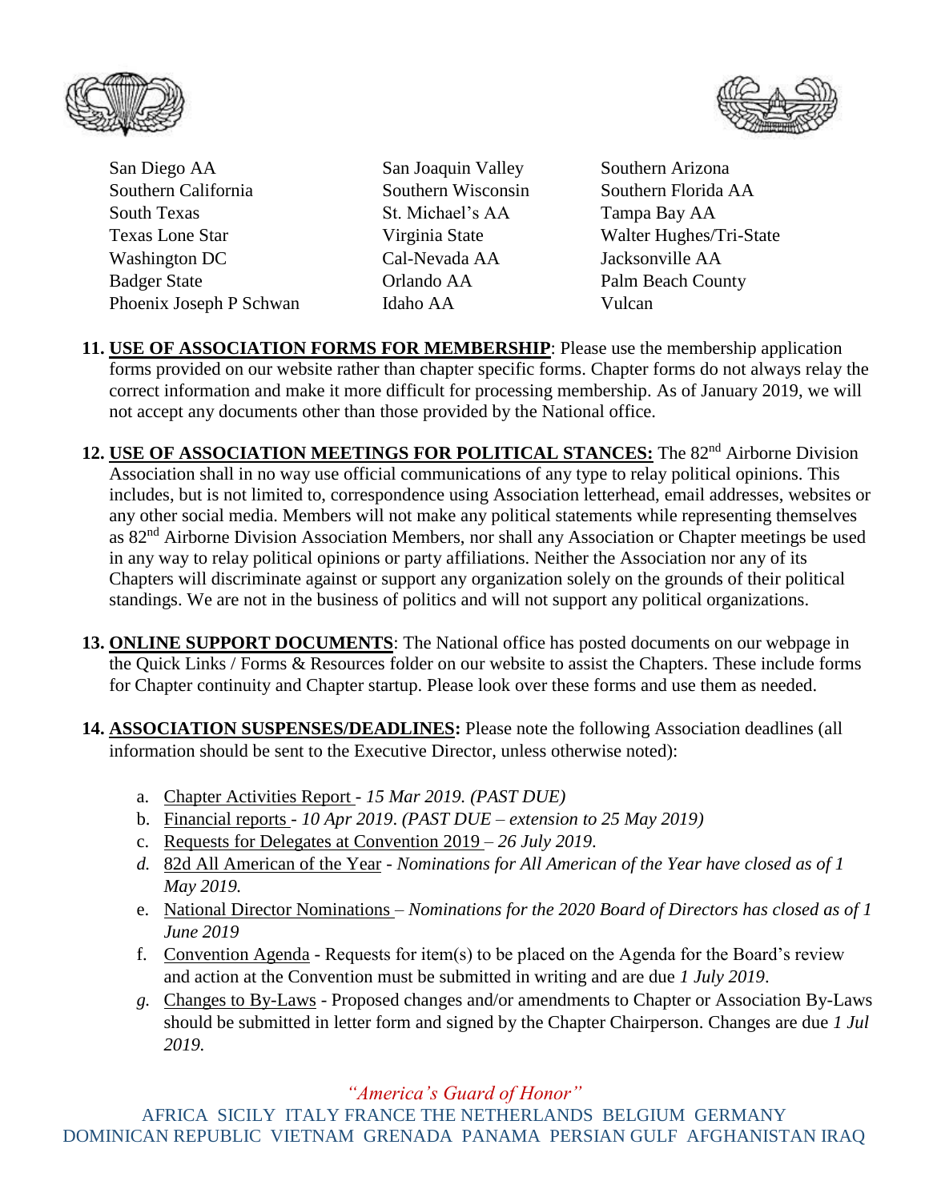| | | |
|---|---|---|
| San Diego AA | San Joaquin Valley | Southern Arizona |
| Southern California | Southern Wisconsin | Southern Florida AA |
| South Texas | St. Michael's AA | Tampa Bay AA |
| Texas Lone Star | Virginia State | Walter Hughes/Tri-State |
| Washington DC | Cal-Nevada AA | Jacksonville AA |
| Badger State | Orlando AA | Palm Beach County |
| Phoenix Joseph P Schwan | Idaho AA | Vulcan |

11. **USE OF ASSOCIATION FORMS FOR MEMBERSHIP**: Please use the membership application forms provided on our website rather than chapter specific forms. Chapter forms do not always relay the correct information and make it more difficult for processing membership. As of January 2019, we will not accept any documents other than those provided by the National office.

12. **USE OF ASSOCIATION MEETINGS FOR POLITICAL STANCES:** The 82nd Airborne Division Association shall in no way use official communications of any type to relay political opinions. This includes, but is not limited to, correspondence using Association letterhead, email addresses, websites or any other social media. Members will not make any political statements while representing themselves as 82nd Airborne Division Association Members, nor shall any Association or Chapter meetings be used in any way to relay political opinions or party affiliations. Neither the Association nor any of its Chapters will discriminate against or support any organization solely on the grounds of their political standings. We are not in the business of politics and will not support any political organizations.

13. **ONLINE SUPPORT DOCUMENTS**: The National office has posted documents on our webpage in the Quick Links / Forms & Resources folder on our website to assist the Chapters. These include forms for Chapter continuity and Chapter startup. Please look over these forms and use them as needed.

14. **ASSOCIATION SUSPENSES/DEADLINES:** Please note the following Association deadlines (all information should be sent to the Executive Director, unless otherwise noted):

    a. Chapter Activities Report - *15 Mar 2019. (PAST DUE)*
    b. Financial reports - *10 Apr 2019. (PAST DUE – extension to 25 May 2019)*
    c. Requests for Delegates at Convention 2019 – *26 July 2019.*
    d. 82d All American of the Year - *Nominations for All American of the Year have closed as of 1 May 2019.*
    e. National Director Nominations – *Nominations for the 2020 Board of Directors has closed as of 1 June 2019*
    f. Convention Agenda - Requests for item(s) to be placed on the Agenda for the Board's review and action at the Convention must be submitted in writing and are due *1 July 2019*.
    g. Changes to By-Laws - Proposed changes and/or amendments to Chapter or Association By-Laws should be submitted in letter form and signed by the Chapter Chairperson. Changes are due *1 Jul 2019.*

*"America's Guard of Honor"*

AFRICA SICILY ITALY FRANCE THE NETHERLANDS BELGIUM GERMANY DOMINICAN REPUBLIC VIETNAM GRENADA PANAMA PERSIAN GULF AFGHANISTAN IRAQ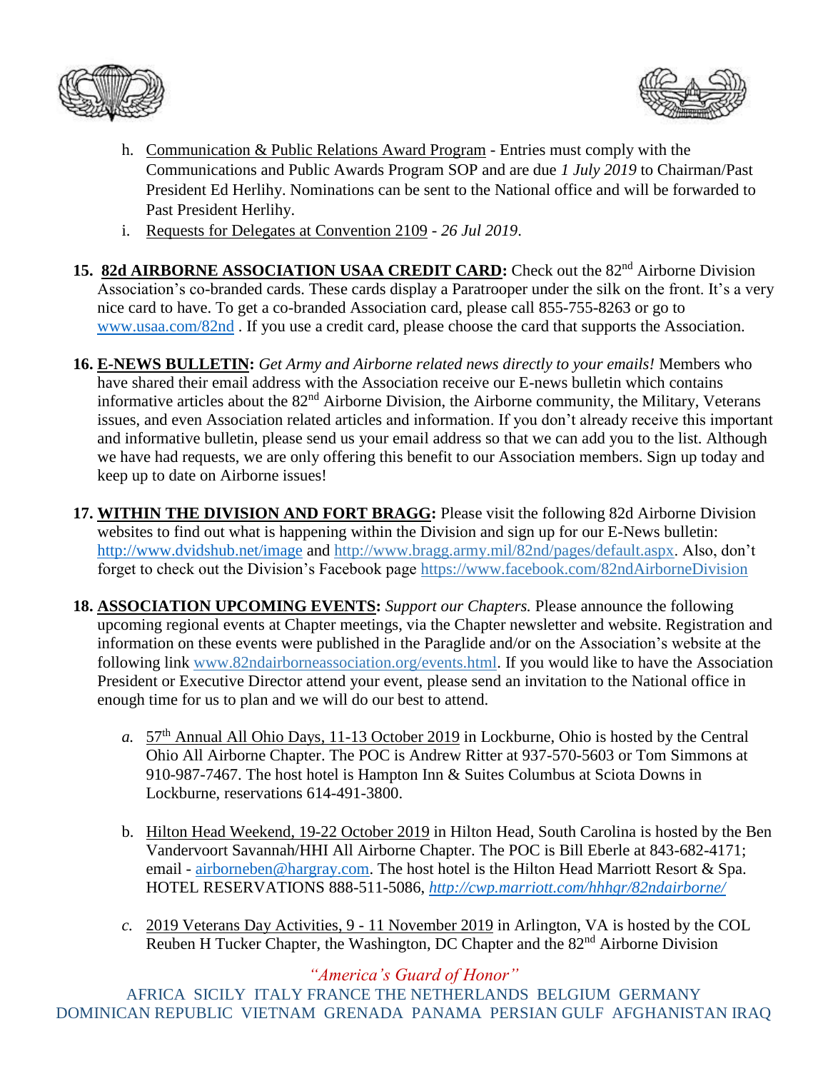h. Communication & Public Relations Award Program - Entries must comply with the Communications and Public Awards Program SOP and are due *1 July 2019* to Chairman/Past President Ed Herlihy. Nominations can be sent to the National office and will be forwarded to Past President Herlihy.

i. Requests for Delegates at Convention 2109 - *26 Jul 2019*.

**15. 82d AIRBORNE ASSOCIATION USAA CREDIT CARD:** Check out the 82nd Airborne Division Association's co-branded cards. These cards display a Paratrooper under the silk on the front. It's a very nice card to have. To get a co-branded Association card, please call 855-755-8263 or go to www.usaa.com/82nd . If you use a credit card, please choose the card that supports the Association.

**16. E-NEWS BULLETIN:** *Get Army and Airborne related news directly to your emails!* Members who have shared their email address with the Association receive our E-news bulletin which contains informative articles about the 82nd Airborne Division, the Airborne community, the Military, Veterans issues, and even Association related articles and information. If you don't already receive this important and informative bulletin, please send us your email address so that we can add you to the list. Although we have had requests, we are only offering this benefit to our Association members. Sign up today and keep up to date on Airborne issues!

**17. WITHIN THE DIVISION AND FORT BRAGG:** Please visit the following 82d Airborne Division websites to find out what is happening within the Division and sign up for our E-News bulletin: http://www.dvidshub.net/image and http://www.bragg.army.mil/82nd/pages/default.aspx. Also, don't forget to check out the Division's Facebook page https://www.facebook.com/82ndAirborneDivision

**18. ASSOCIATION UPCOMING EVENTS:** *Support our Chapters.* Please announce the following upcoming regional events at Chapter meetings, via the Chapter newsletter and website. Registration and information on these events were published in the Paraglide and/or on the Association's website at the following link www.82ndairborneassociation.org/events.html. If you would like to have the Association President or Executive Director attend your event, please send an invitation to the National office in enough time for us to plan and we will do our best to attend.

*a.* 57th Annual All Ohio Days, 11-13 October 2019 in Lockburne, Ohio is hosted by the Central Ohio All Airborne Chapter. The POC is Andrew Ritter at 937-570-5603 or Tom Simmons at 910-987-7467. The host hotel is Hampton Inn & Suites Columbus at Sciota Downs in Lockburne, reservations 614-491-3800.

b. Hilton Head Weekend, 19-22 October 2019 in Hilton Head, South Carolina is hosted by the Ben Vandervoort Savannah/HHI All Airborne Chapter. The POC is Bill Eberle at 843-682-4171; email - airborneben@hargray.com. The host hotel is the Hilton Head Marriott Resort & Spa. HOTEL RESERVATIONS 888-511-5086, *http://cwp.marriott.com/hhhgr/82ndairborne/*

*c.* 2019 Veterans Day Activities, 9 - 11 November 2019 in Arlington, VA is hosted by the COL Reuben H Tucker Chapter, the Washington, DC Chapter and the 82nd Airborne Division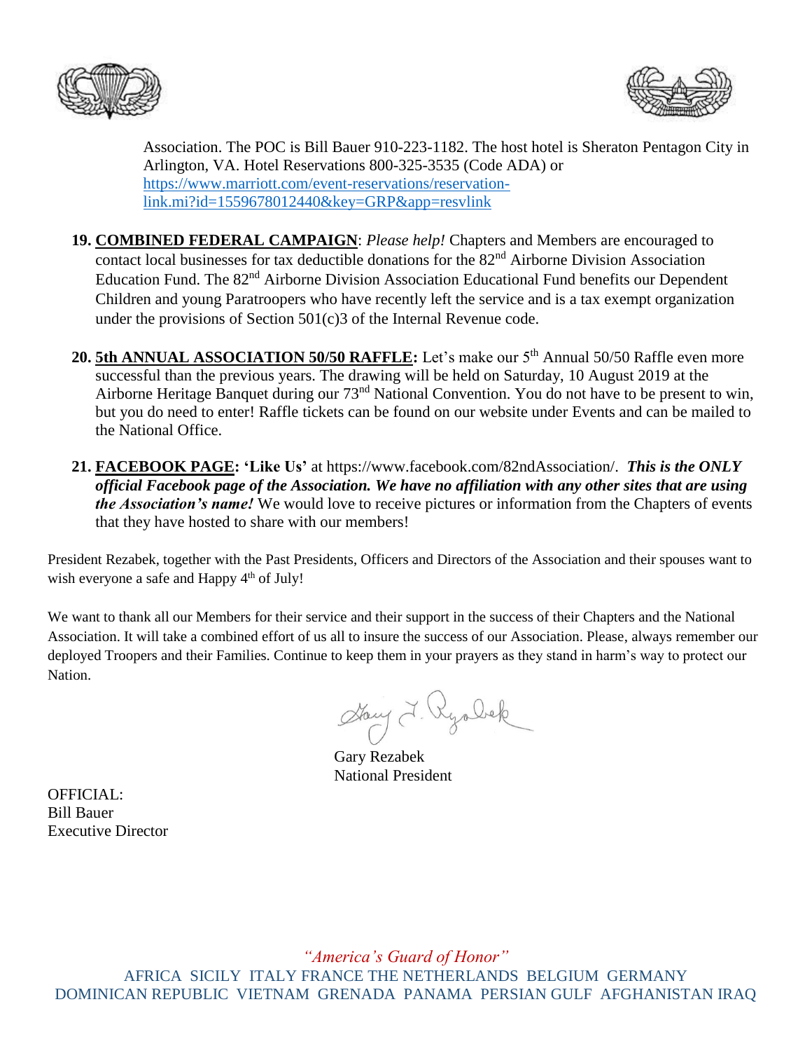Association. The POC is Bill Bauer 910-223-1182. The host hotel is Sheraton Pentagon City in Arlington, VA. Hotel Reservations 800-325-3535 (Code ADA) or [https://www.marriott.com/event-reservations/reservation-link.mi?id=1559678012440&key=GRP&app=resvlink](https://www.marriott.com/event-reservations/reservation-link.mi?id=1559678012440&key=GRP&app=resvlink)

19. **COMBINED FEDERAL CAMPAIGN**: *Please help!* Chapters and Members are encouraged to contact local businesses for tax deductible donations for the 82nd Airborne Division Association Education Fund. The 82nd Airborne Division Association Educational Fund benefits our Dependent Children and young Paratroopers who have recently left the service and is a tax exempt organization under the provisions of Section 501(c)3 of the Internal Revenue code.

20. **5th ANNUAL ASSOCIATION 50/50 RAFFLE:** Let's make our 5th Annual 50/50 Raffle even more successful than the previous years. The drawing will be held on Saturday, 10 August 2019 at the Airborne Heritage Banquet during our 73nd National Convention. You do not have to be present to win, but you do need to enter! Raffle tickets can be found on our website under Events and can be mailed to the National Office.

21. **FACEBOOK PAGE: 'Like Us'** at https://www.facebook.com/82ndAssociation/. ***This is the ONLY official Facebook page of the Association. We have no affiliation with any other sites that are using the Association's name!*** We would love to receive pictures or information from the Chapters of events that they have hosted to share with our members!

President Rezabek, together with the Past Presidents, Officers and Directors of the Association and their spouses want to wish everyone a safe and Happy 4th of July!

We want to thank all our Members for their service and their support in the success of their Chapters and the National Association. It will take a combined effort of us all to insure the success of our Association. Please, always remember our deployed Troopers and their Families. Continue to keep them in your prayers as they stand in harm's way to protect our Nation.

Gary Rezabek
National President

OFFICIAL:
Bill Bauer
Executive Director

*"America's Guard of Honor"*

AFRICA SICILY ITALY FRANCE THE NETHERLANDS BELGIUM GERMANY DOMINICAN REPUBLIC VIETNAM GRENADA PANAMA PERSIAN GULF AFGHANISTAN IRAQ